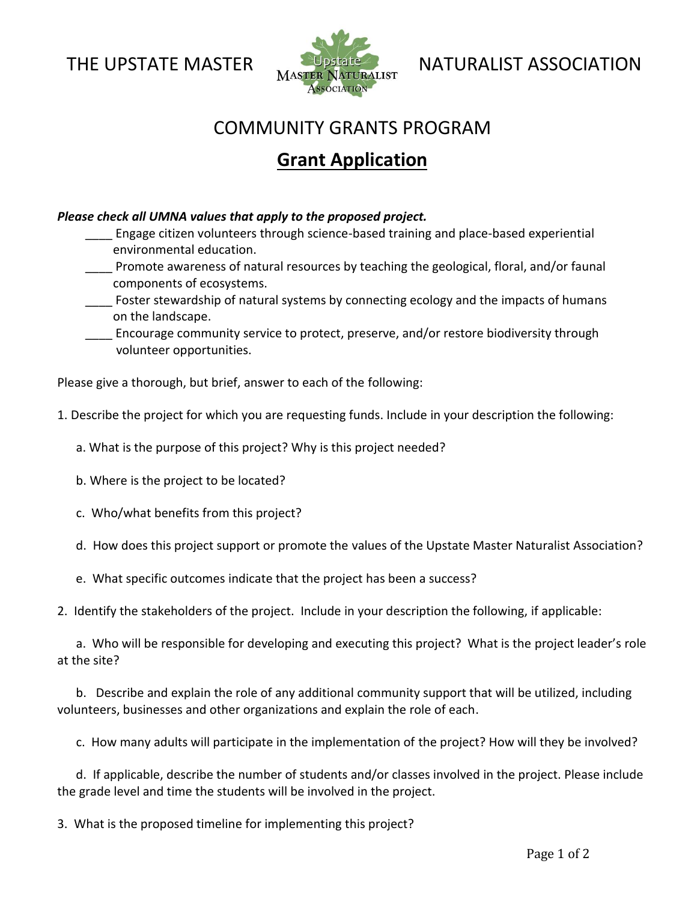# THE UPSTATE MASTER NATURALIST ASSOCIATION

## COMMUNITY GRANTS PROGRAM

## Grant Application

***Please check all UMNA values that apply to the proposed project.***

____ Engage citizen volunteers through science-based training and place-based experiential environmental education.

____ Promote awareness of natural resources by teaching the geological, floral, and/or faunal components of ecosystems.

____ Foster stewardship of natural systems by connecting ecology and the impacts of humans on the landscape.

____ Encourage community service to protect, preserve, and/or restore biodiversity through volunteer opportunities.

Please give a thorough, but brief, answer to each of the following:

1. Describe the project for which you are requesting funds. Include in your description the following:

   a. What is the purpose of this project? Why is this project needed?

   b. Where is the project to be located?

   c. Who/what benefits from this project?

   d. How does this project support or promote the values of the Upstate Master Naturalist Association?

   e. What specific outcomes indicate that the project has been a success?

2. Identify the stakeholders of the project. Include in your description the following, if applicable:

   a. Who will be responsible for developing and executing this project? What is the project leader's role at the site?

   b. Describe and explain the role of any additional community support that will be utilized, including volunteers, businesses and other organizations and explain the role of each.

   c. How many adults will participate in the implementation of the project? How will they be involved?

   d. If applicable, describe the number of students and/or classes involved in the project. Please include the grade level and time the students will be involved in the project.

3. What is the proposed timeline for implementing this project?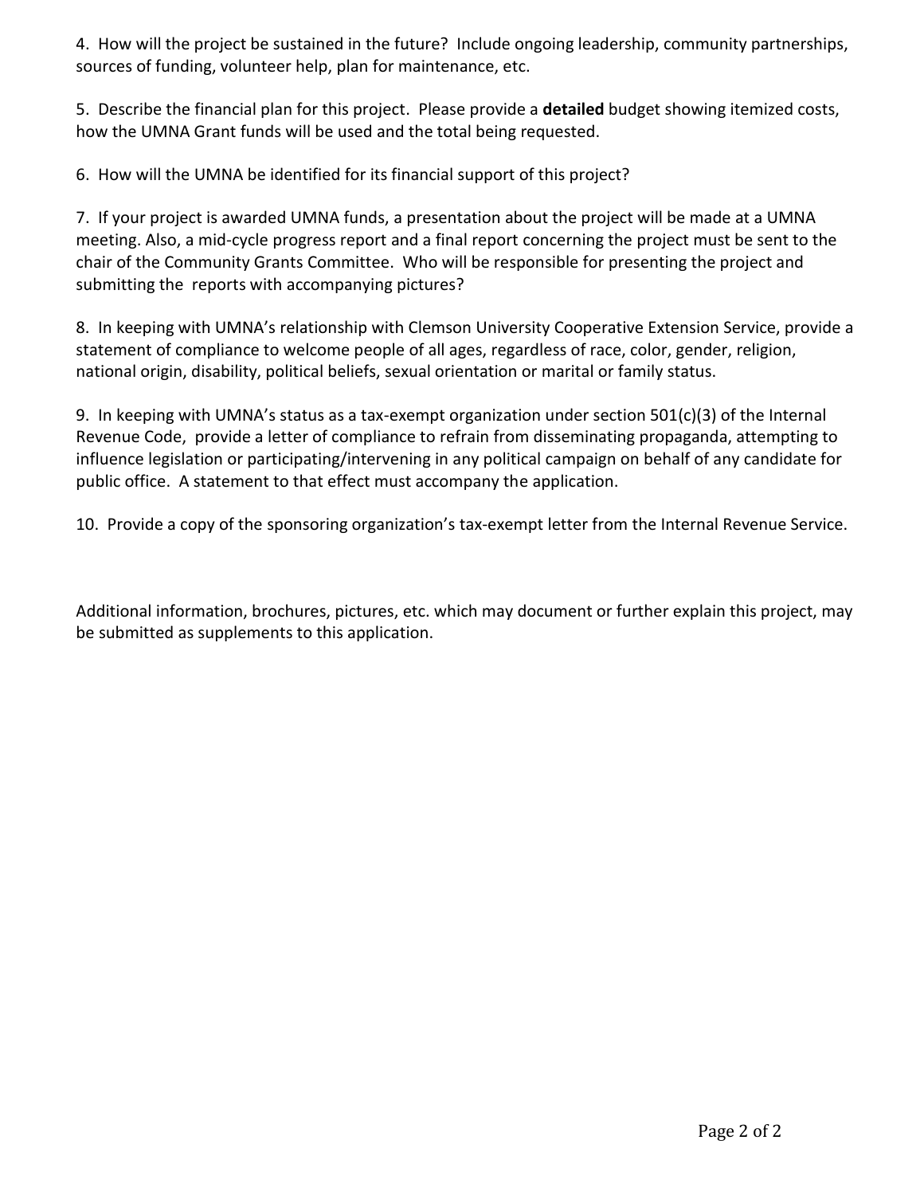4. How will the project be sustained in the future? Include ongoing leadership, community partnerships, sources of funding, volunteer help, plan for maintenance, etc.

5. Describe the financial plan for this project. Please provide a **detailed** budget showing itemized costs, how the UMNA Grant funds will be used and the total being requested.

6. How will the UMNA be identified for its financial support of this project?

7. If your project is awarded UMNA funds, a presentation about the project will be made at a UMNA meeting. Also, a mid-cycle progress report and a final report concerning the project must be sent to the chair of the Community Grants Committee. Who will be responsible for presenting the project and submitting the reports with accompanying pictures?

8. In keeping with UMNA's relationship with Clemson University Cooperative Extension Service, provide a statement of compliance to welcome people of all ages, regardless of race, color, gender, religion, national origin, disability, political beliefs, sexual orientation or marital or family status.

9. In keeping with UMNA's status as a tax-exempt organization under section 501(c)(3) of the Internal Revenue Code, provide a letter of compliance to refrain from disseminating propaganda, attempting to influence legislation or participating/intervening in any political campaign on behalf of any candidate for public office. A statement to that effect must accompany the application.

10. Provide a copy of the sponsoring organization's tax-exempt letter from the Internal Revenue Service.

Additional information, brochures, pictures, etc. which may document or further explain this project, may be submitted as supplements to this application.